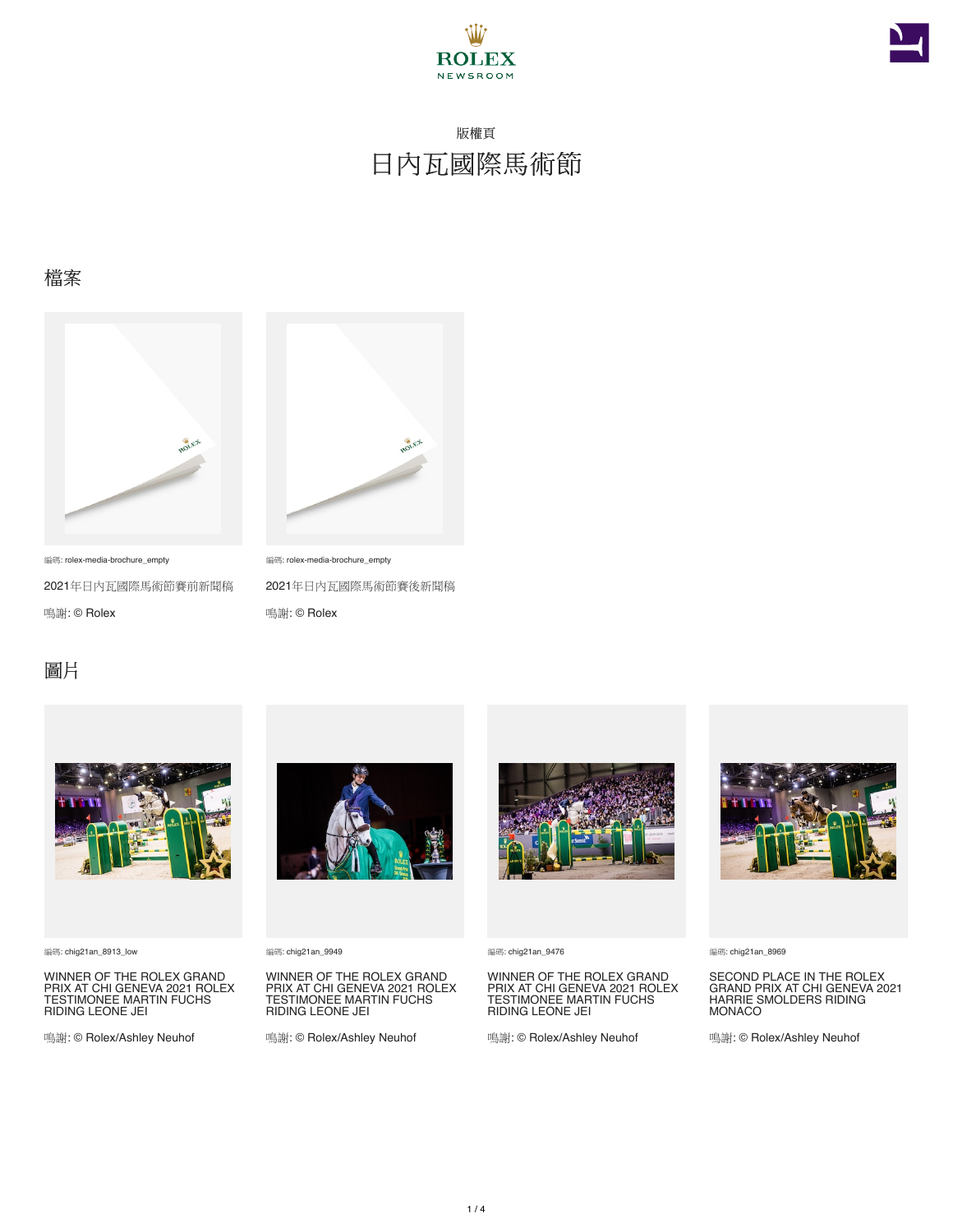ROLEX
NEWSROOM

版權頁

# 日內瓦國際馬術節

## 檔案

編碼: rolex-media-brochure_empty

2021年日內瓦國際馬術節賽前新聞稿

鳴謝: © Rolex

編碼: rolex-media-brochure_empty

2021年日內瓦國際馬術節賽後新聞稿

鳴謝: © Rolex

## 圖片

編碼: chig21an_8913_low

WINNER OF THE ROLEX GRAND PRIX AT CHI GENEVA 2021 ROLEX TESTIMONEE MARTIN FUCHS RIDING LEONE JEI

鳴謝: © Rolex/Ashley Neuhof

編碼: chig21an_9949

WINNER OF THE ROLEX GRAND PRIX AT CHI GENEVA 2021 ROLEX TESTIMONEE MARTIN FUCHS RIDING LEONE JEI

鳴謝: © Rolex/Ashley Neuhof

編碼: chig21an_9476

WINNER OF THE ROLEX GRAND PRIX AT CHI GENEVA 2021 ROLEX TESTIMONEE MARTIN FUCHS RIDING LEONE JEI

鳴謝: © Rolex/Ashley Neuhof

編碼: chig21an_8969

SECOND PLACE IN THE ROLEX GRAND PRIX AT CHI GENEVA 2021 HARRIE SMOLDERS RIDING MONACO

鳴謝: © Rolex/Ashley Neuhof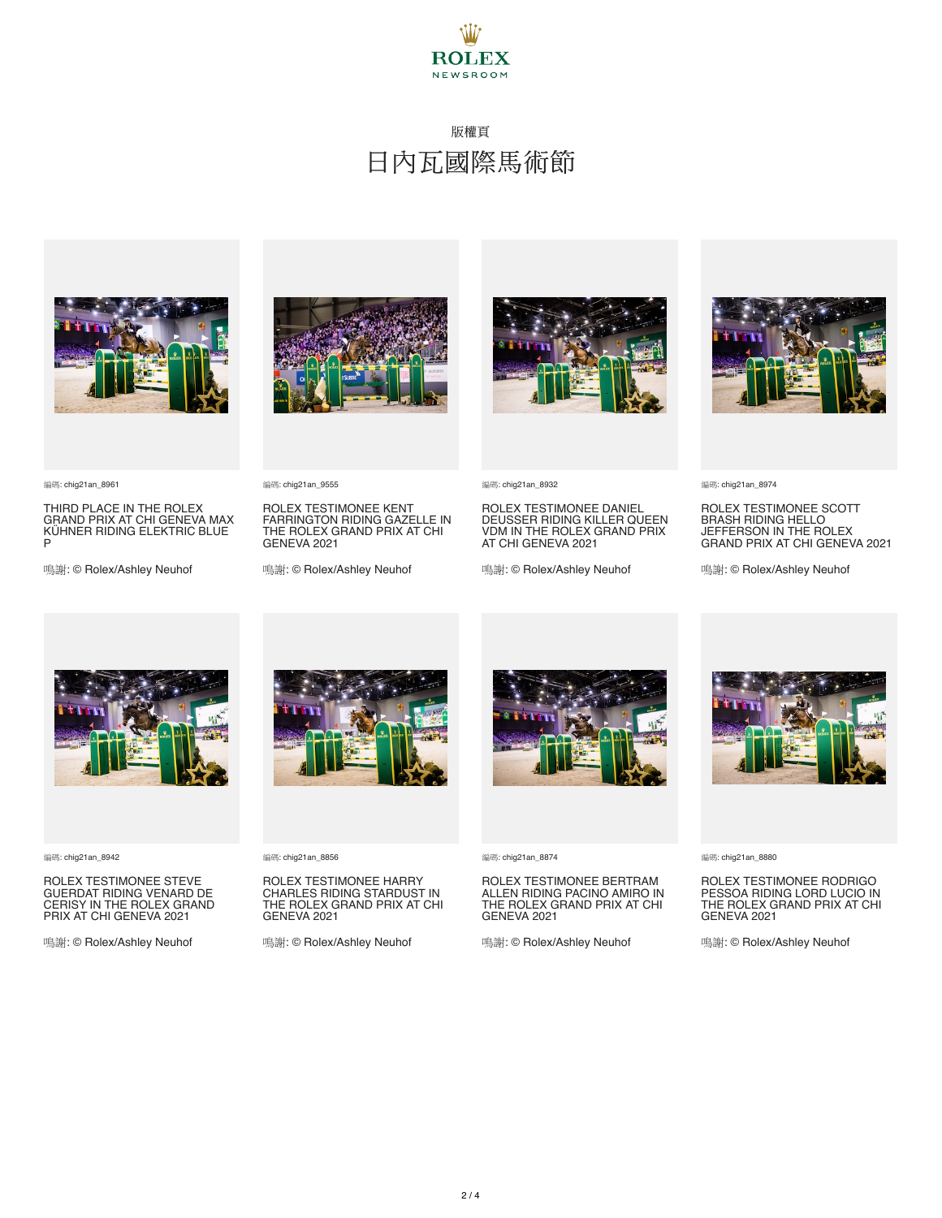ROLEX
NEWSROOM

版權頁

# 日內瓦國際馬術節

編碼: chig21an_8961

THIRD PLACE IN THE ROLEX GRAND PRIX AT CHI GENEVA MAX KÜHNER RIDING ELEKTRIC BLUE P

鳴謝: © Rolex/Ashley Neuhof

編碼: chig21an_9555

ROLEX TESTIMONEE KENT FARRINGTON RIDING GAZELLE IN THE ROLEX GRAND PRIX AT CHI GENEVA 2021

鳴謝: © Rolex/Ashley Neuhof

編碼: chig21an_8932

ROLEX TESTIMONEE DANIEL DEUSSER RIDING KILLER QUEEN VDM IN THE ROLEX GRAND PRIX AT CHI GENEVA 2021

鳴謝: © Rolex/Ashley Neuhof

編碼: chig21an_8974

ROLEX TESTIMONEE SCOTT BRASH RIDING HELLO JEFFERSON IN THE ROLEX GRAND PRIX AT CHI GENEVA 2021

鳴謝: © Rolex/Ashley Neuhof

編碼: chig21an_8942

ROLEX TESTIMONEE STEVE GUERDAT RIDING VENARD DE CERISY IN THE ROLEX GRAND PRIX AT CHI GENEVA 2021

鳴謝: © Rolex/Ashley Neuhof

編碼: chig21an_8856

ROLEX TESTIMONEE HARRY CHARLES RIDING STARDUST IN THE ROLEX GRAND PRIX AT CHI GENEVA 2021

鳴謝: © Rolex/Ashley Neuhof

編碼: chig21an_8874

ROLEX TESTIMONEE BERTRAM ALLEN RIDING PACINO AMIRO IN THE ROLEX GRAND PRIX AT CHI GENEVA 2021

鳴謝: © Rolex/Ashley Neuhof

編碼: chig21an_8880

ROLEX TESTIMONEE RODRIGO PESSOA RIDING LORD LUCIO IN THE ROLEX GRAND PRIX AT CHI GENEVA 2021

鳴謝: © Rolex/Ashley Neuhof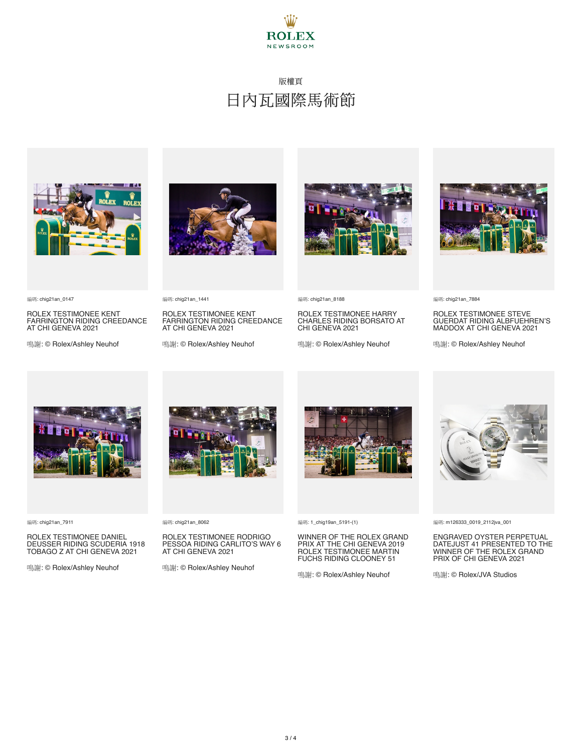版權頁

# 日內瓦國際馬術節

編碼: chig21an_0147

ROLEX TESTIMONEE KENT FARRINGTON RIDING CREEDANCE AT CHI GENEVA 2021

鳴謝: © Rolex/Ashley Neuhof

編碼: chig21an_1441

ROLEX TESTIMONEE KENT FARRINGTON RIDING CREEDANCE AT CHI GENEVA 2021

鳴謝: © Rolex/Ashley Neuhof

編碼: chig21an_8188

ROLEX TESTIMONEE HARRY CHARLES RIDING BORSATO AT CHI GENEVA 2021

鳴謝: © Rolex/Ashley Neuhof

編碼: chig21an_7884

ROLEX TESTIMONEE STEVE GUERDAT RIDING ALBFUEHREN'S MADDOX AT CHI GENEVA 2021

鳴謝: © Rolex/Ashley Neuhof

編碼: chig21an_7911

ROLEX TESTIMONEE DANIEL DEUSSER RIDING SCUDERIA 1918 TOBAGO Z AT CHI GENEVA 2021

鳴謝: © Rolex/Ashley Neuhof

編碼: chig21an_8062

ROLEX TESTIMONEE RODRIGO PESSOA RIDING CARLITO'S WAY 6 AT CHI GENEVA 2021

鳴謝: © Rolex/Ashley Neuhof

編碼: 1_chig19an_5191-(1)

WINNER OF THE ROLEX GRAND PRIX AT THE CHI GENEVA 2019 ROLEX TESTIMONEE MARTIN FUCHS RIDING CLOONEY 51

鳴謝: © Rolex/Ashley Neuhof

編碼: m126333_0019_2112jva_001

ENGRAVED OYSTER PERPETUAL DATEJUST 41 PRESENTED TO THE WINNER OF THE ROLEX GRAND PRIX OF CHI GENEVA 2021

鳴謝: © Rolex/JVA Studios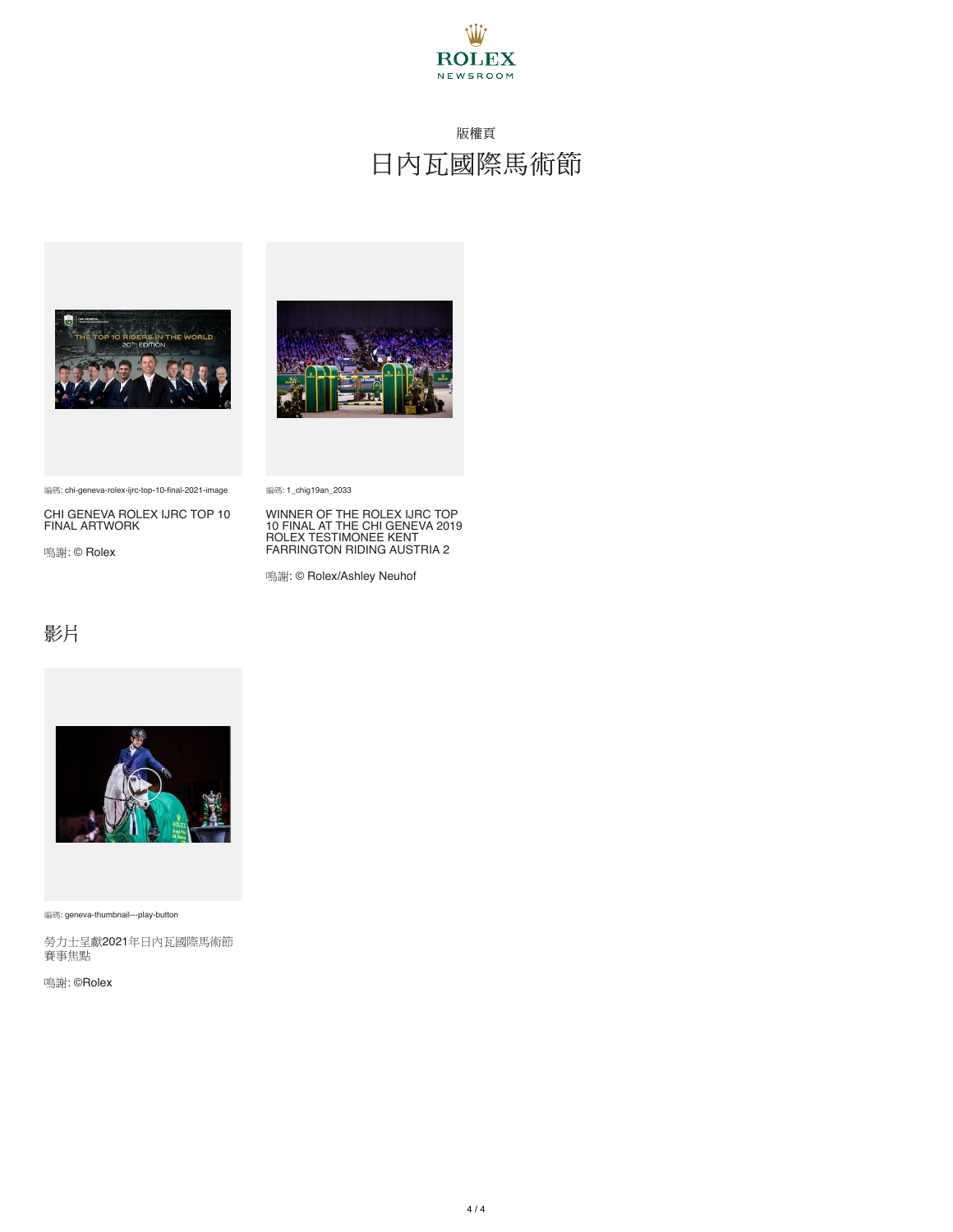版權頁

# 日內瓦國際馬術節

編碼: chi-geneva-rolex-ijrc-top-10-final-2021-image

CHI GENEVA ROLEX IJRC TOP 10 FINAL ARTWORK

鳴謝: © Rolex

編碼: 1_chig19an_2033

WINNER OF THE ROLEX IJRC TOP 10 FINAL AT THE CHI GENEVA 2019 ROLEX TESTIMONEE KENT FARRINGTON RIDING AUSTRIA 2

鳴謝: © Rolex/Ashley Neuhof

## 影片

編碼: geneva-thumbnail---play-button

勞力士呈獻2021年日內瓦國際馬術節賽事焦點

鳴謝: ©Rolex